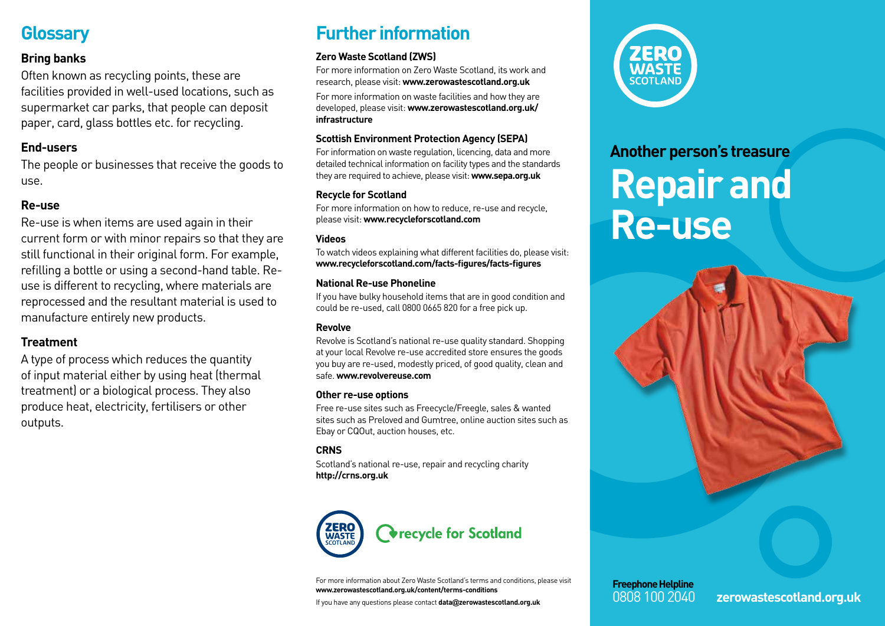## Glossary

**Bring banks**

Often known as recycling points, these are facilities provided in well-used locations, such as supermarket car parks, that people can deposit paper, card, glass bottles etc. for recycling.

**End-users**

The people or businesses that receive the goods to use.

**Re-use**

Re-use is when items are used again in their current form or with minor repairs so that they are still functional in their original form. For example, refilling a bottle or using a second-hand table. Re-use is different to recycling, where materials are reprocessed and the resultant material is used to manufacture entirely new products.

**Treatment**

A type of process which reduces the quantity of input material either by using heat (thermal treatment) or a biological process. They also produce heat, electricity, fertilisers or other outputs.

## Further information

**Zero Waste Scotland (ZWS)**

For more information on Zero Waste Scotland, its work and research, please visit: **www.zerowastescotland.org.uk**

For more information on waste facilities and how they are developed, please visit: **www.zerowastescotland.org.uk/infrastructure**

**Scottish Environment Protection Agency (SEPA)**

For information on waste regulation, licencing, data and more detailed technical information on facility types and the standards they are required to achieve, please visit: **www.sepa.org.uk**

**Recycle for Scotland**

For more information on how to reduce, re-use and recycle, please visit: **www.recycleforscotland.com**

**Videos**

To watch videos explaining what different facilities do, please visit: **www.recycleforscotland.com/facts-figures/facts-figures**

**National Re-use Phoneline**

If you have bulky household items that are in good condition and could be re-used, call 0800 0665 820 for a free pick up.

**Revolve**

Revolve is Scotland's national re-use quality standard. Shopping at your local Revolve re-use accredited store ensures the goods you buy are re-used, modestly priced, of good quality, clean and safe. **www.revolvereuse.com**

**Other re-use options**

Free re-use sites such as Freecycle/Freegle, sales & wanted sites such as Preloved and Gumtree, online auction sites such as Ebay or CQOut, auction houses, etc.

**CRNS**

Scotland's national re-use, repair and recycling charity **http://crns.org.uk**

ZERO WASTE SCOTLAND recycle for Scotland

For more information about Zero Waste Scotland's terms and conditions, please visit **www.zerowastescotland.org.uk/content/terms-conditions**

If you have any questions please contact **data@zerowastescotland.org.uk**

ZERO WASTE SCOTLAND

## Another person's treasure

# Repair and Re-use

**Freephone Helpline**
0808 100 2040

**zerowastescotland.org.uk**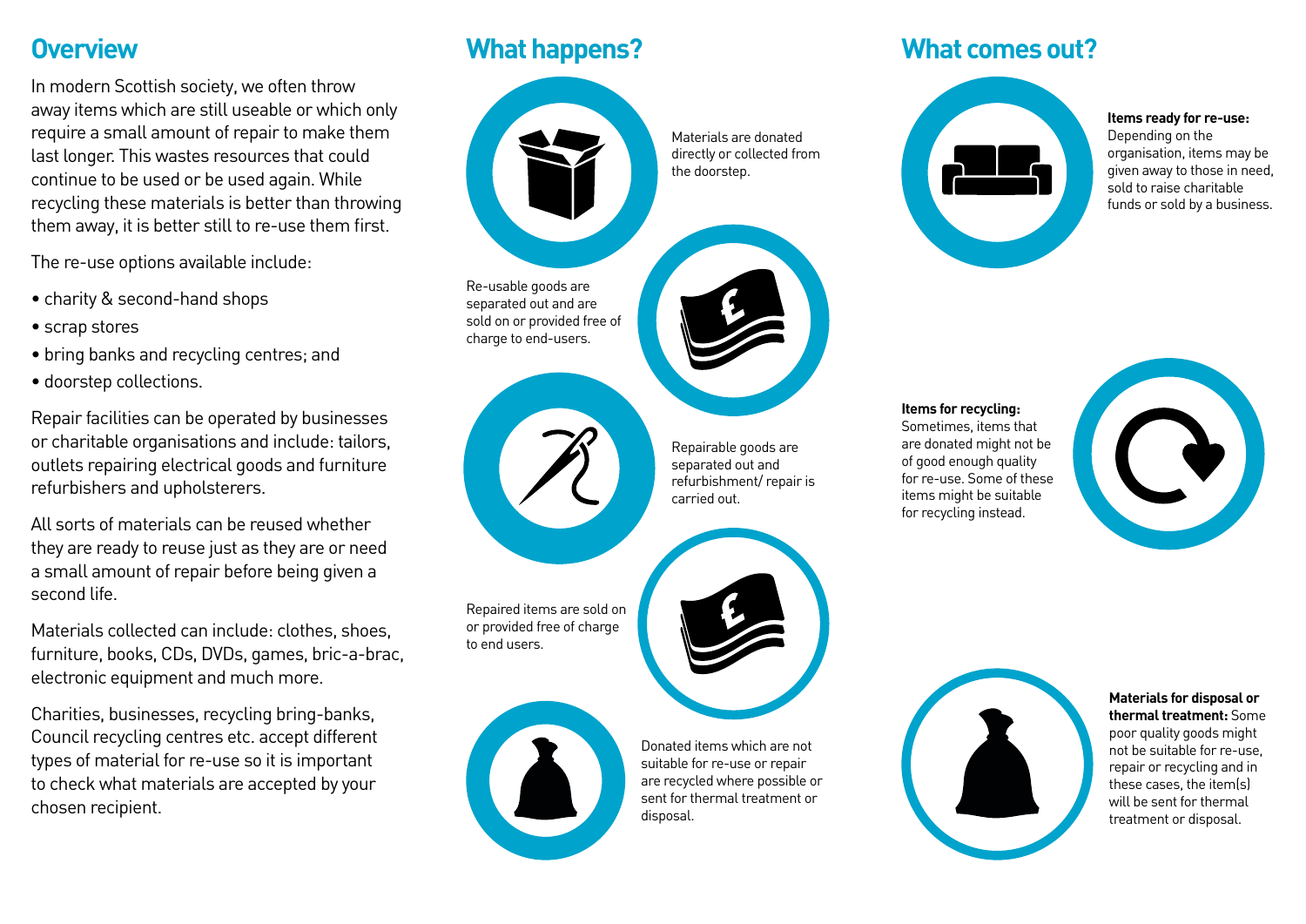## Overview

In modern Scottish society, we often throw away items which are still useable or which only require a small amount of repair to make them last longer. This wastes resources that could continue to be used or be used again. While recycling these materials is better than throwing them away, it is better still to re-use them first.

The re-use options available include:

- charity & second-hand shops
- scrap stores
- bring banks and recycling centres; and
- doorstep collections.

Repair facilities can be operated by businesses or charitable organisations and include: tailors, outlets repairing electrical goods and furniture refurbishers and upholsterers.

All sorts of materials can be reused whether they are ready to reuse just as they are or need a small amount of repair before being given a second life.

Materials collected can include: clothes, shoes, furniture, books, CDs, DVDs, games, bric-a-brac, electronic equipment and much more.

Charities, businesses, recycling bring-banks, Council recycling centres etc. accept different types of material for re-use so it is important to check what materials are accepted by your chosen recipient.

## What happens?

Materials are donated directly or collected from the doorstep.

Re-usable goods are separated out and are sold on or provided free of charge to end-users.

Repairable goods are separated out and refurbishment/ repair is carried out.

Repaired items are sold on or provided free of charge to end users.

Donated items which are not suitable for re-use or repair are recycled where possible or sent for thermal treatment or disposal.

## What comes out?

**Items ready for re-use:** Depending on the organisation, items may be given away to those in need, sold to raise charitable funds or sold by a business.

**Items for recycling:** Sometimes, items that are donated might not be of good enough quality for re-use. Some of these items might be suitable for recycling instead.

**Materials for disposal or thermal treatment:** Some poor quality goods might not be suitable for re-use, repair or recycling and in these cases, the item(s) will be sent for thermal treatment or disposal.